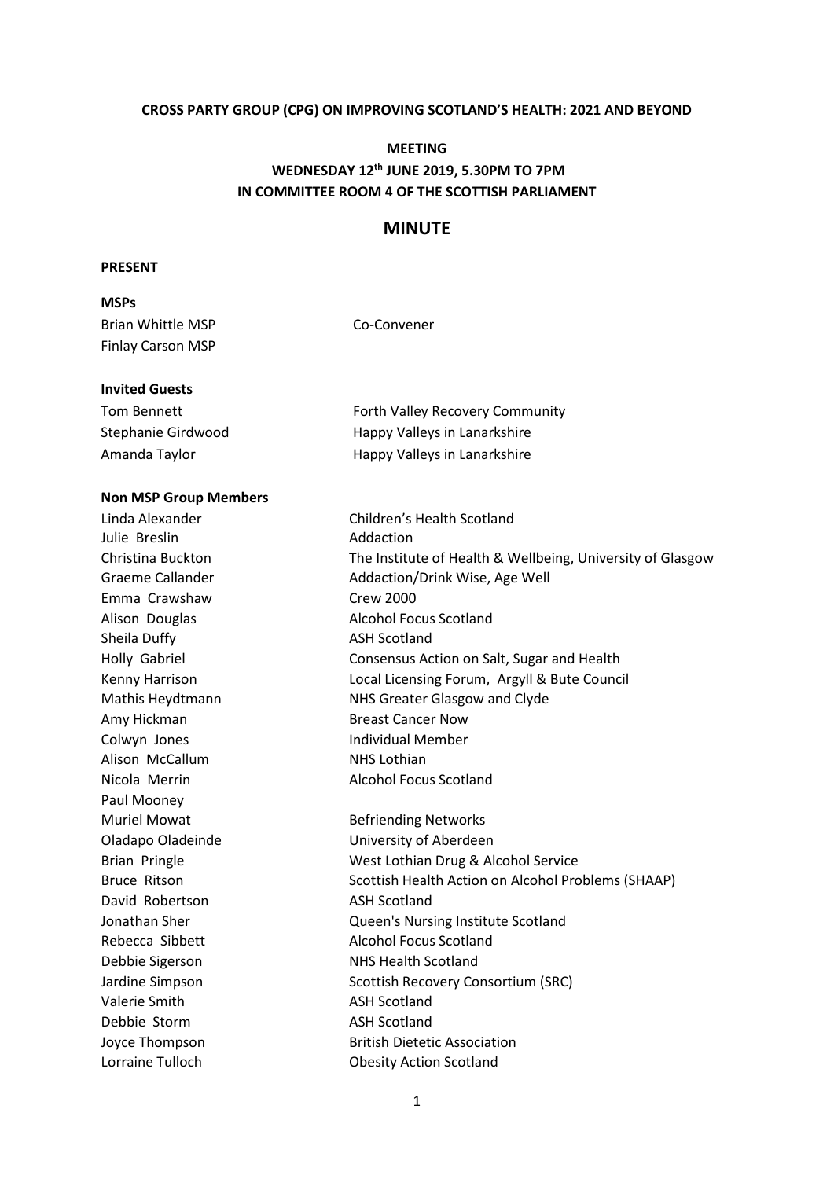**CROSS PARTY GROUP (CPG) ON IMPROVING SCOTLAND'S HEALTH: 2021 AND BEYOND**

**MEETING**
**WEDNESDAY 12th JUNE 2019, 5.30PM TO 7PM**
**IN COMMITTEE ROOM 4 OF THE SCOTTISH PARLIAMENT**

# MINUTE

**PRESENT**

**MSPs**

| | |
|---|---|
| Brian Whittle MSP | Co-Convener |
| Finlay Carson MSP | |

**Invited Guests**

| | |
|---|---|
| Tom Bennett | Forth Valley Recovery Community |
| Stephanie Girdwood | Happy Valleys in Lanarkshire |
| Amanda Taylor | Happy Valleys in Lanarkshire |

**Non MSP Group Members**

| | |
|---|---|
| Linda Alexander | Children's Health Scotland |
| Julie Breslin | Addaction |
| Christina Buckton | The Institute of Health & Wellbeing, University of Glasgow |
| Graeme Callander | Addaction/Drink Wise, Age Well |
| Emma Crawshaw | Crew 2000 |
| Alison Douglas | Alcohol Focus Scotland |
| Sheila Duffy | ASH Scotland |
| Holly Gabriel | Consensus Action on Salt, Sugar and Health |
| Kenny Harrison | Local Licensing Forum, Argyll & Bute Council |
| Mathis Heydtmann | NHS Greater Glasgow and Clyde |
| Amy Hickman | Breast Cancer Now |
| Colwyn Jones | Individual Member |
| Alison McCallum | NHS Lothian |
| Nicola Merrin | Alcohol Focus Scotland |
| Paul Mooney | |
| Muriel Mowat | Befriending Networks |
| Oladapo Oladeinde | University of Aberdeen |
| Brian Pringle | West Lothian Drug & Alcohol Service |
| Bruce Ritson | Scottish Health Action on Alcohol Problems (SHAAP) |
| David Robertson | ASH Scotland |
| Jonathan Sher | Queen's Nursing Institute Scotland |
| Rebecca Sibbett | Alcohol Focus Scotland |
| Debbie Sigerson | NHS Health Scotland |
| Jardine Simpson | Scottish Recovery Consortium (SRC) |
| Valerie Smith | ASH Scotland |
| Debbie Storm | ASH Scotland |
| Joyce Thompson | British Dietetic Association |
| Lorraine Tulloch | Obesity Action Scotland |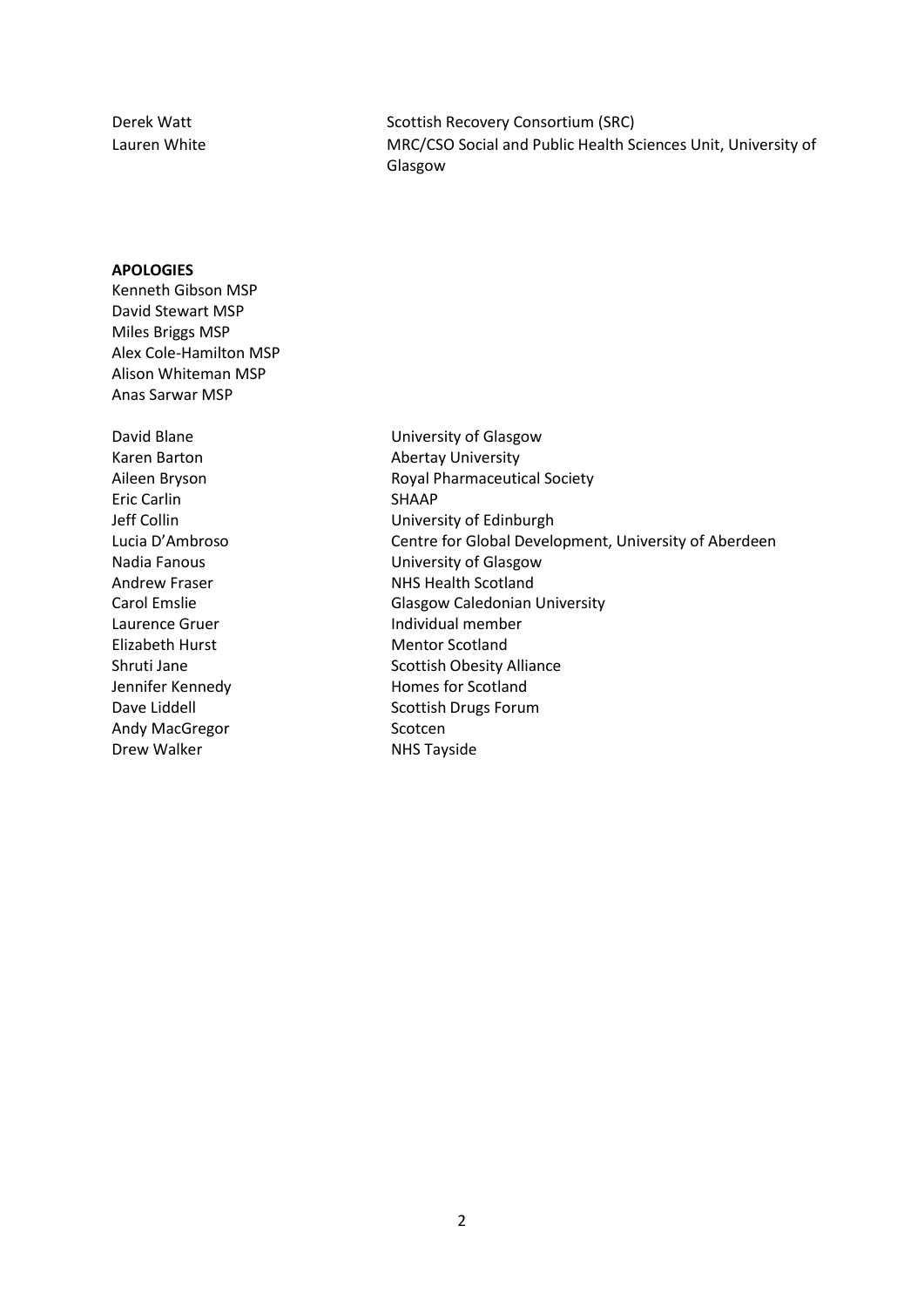| | |
|---|---|
| Derek Watt | Scottish Recovery Consortium (SRC) |
| Lauren White | MRC/CSO Social and Public Health Sciences Unit, University of Glasgow |

**APOLOGIES**

Kenneth Gibson MSP
David Stewart MSP
Miles Briggs MSP
Alex Cole-Hamilton MSP
Alison Whiteman MSP
Anas Sarwar MSP

| | |
|---|---|
| David Blane | University of Glasgow |
| Karen Barton | Abertay University |
| Aileen Bryson | Royal Pharmaceutical Society |
| Eric Carlin | SHAAP |
| Jeff Collin | University of Edinburgh |
| Lucia D'Ambroso | Centre for Global Development, University of Aberdeen |
| Nadia Fanous | University of Glasgow |
| Andrew Fraser | NHS Health Scotland |
| Carol Emslie | Glasgow Caledonian University |
| Laurence Gruer | Individual member |
| Elizabeth Hurst | Mentor Scotland |
| Shruti Jane | Scottish Obesity Alliance |
| Jennifer Kennedy | Homes for Scotland |
| Dave Liddell | Scottish Drugs Forum |
| Andy MacGregor | Scotcen |
| Drew Walker | NHS Tayside |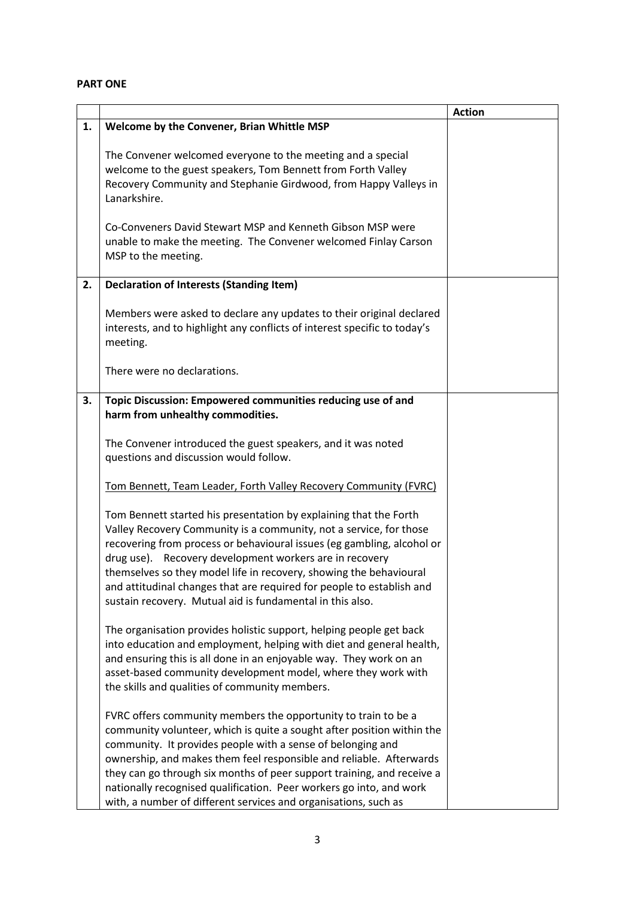**PART ONE**

| | | Action |
|---|---|---|
| **1.** | **Welcome by the Convener, Brian Whittle MSP**<br><br>The Convener welcomed everyone to the meeting and a special welcome to the guest speakers, Tom Bennett from Forth Valley Recovery Community and Stephanie Girdwood, from Happy Valleys in Lanarkshire.<br><br>Co-Conveners David Stewart MSP and Kenneth Gibson MSP were unable to make the meeting. The Convener welcomed Finlay Carson MSP to the meeting. | |
| **2.** | **Declaration of Interests (Standing Item)**<br><br>Members were asked to declare any updates to their original declared interests, and to highlight any conflicts of interest specific to today's meeting.<br><br>There were no declarations. | |
| **3.** | **Topic Discussion: Empowered communities reducing use of and harm from unhealthy commodities.**<br><br>The Convener introduced the guest speakers, and it was noted questions and discussion would follow.<br><br><u>Tom Bennett, Team Leader, Forth Valley Recovery Community (FVRC)</u><br><br>Tom Bennett started his presentation by explaining that the Forth Valley Recovery Community is a community, not a service, for those recovering from process or behavioural issues (eg gambling, alcohol or drug use). Recovery development workers are in recovery themselves so they model life in recovery, showing the behavioural and attitudinal changes that are required for people to establish and sustain recovery. Mutual aid is fundamental in this also.<br><br>The organisation provides holistic support, helping people get back into education and employment, helping with diet and general health, and ensuring this is all done in an enjoyable way. They work on an asset-based community development model, where they work with the skills and qualities of community members.<br><br>FVRC offers community members the opportunity to train to be a community volunteer, which is quite a sought after position within the community. It provides people with a sense of belonging and ownership, and makes them feel responsible and reliable. Afterwards they can go through six months of peer support training, and receive a nationally recognised qualification. Peer workers go into, and work with, a number of different services and organisations, such as | |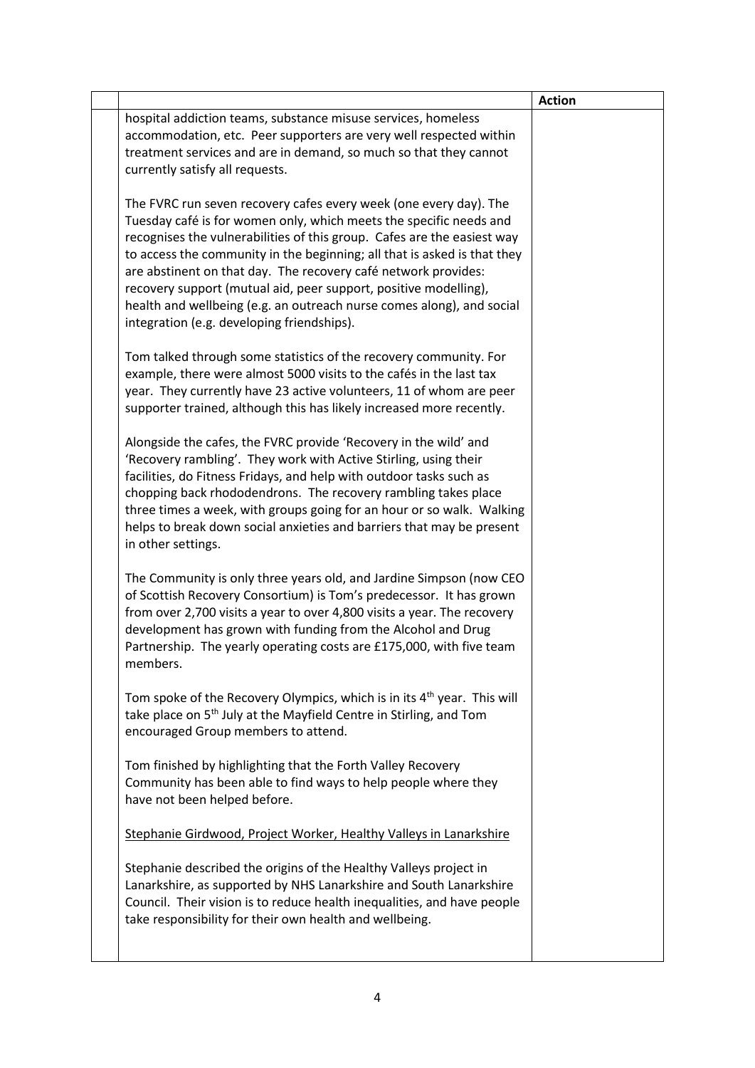| | | Action |
|---|---|---|
| | hospital addiction teams, substance misuse services, homeless accommodation, etc. Peer supporters are very well respected within treatment services and are in demand, so much so that they cannot currently satisfy all requests.<br><br>The FVRC run seven recovery cafes every week (one every day). The Tuesday café is for women only, which meets the specific needs and recognises the vulnerabilities of this group. Cafes are the easiest way to access the community in the beginning; all that is asked is that they are abstinent on that day. The recovery café network provides: recovery support (mutual aid, peer support, positive modelling), health and wellbeing (e.g. an outreach nurse comes along), and social integration (e.g. developing friendships).<br><br>Tom talked through some statistics of the recovery community. For example, there were almost 5000 visits to the cafés in the last tax year. They currently have 23 active volunteers, 11 of whom are peer supporter trained, although this has likely increased more recently.<br><br>Alongside the cafes, the FVRC provide 'Recovery in the wild' and 'Recovery rambling'. They work with Active Stirling, using their facilities, do Fitness Fridays, and help with outdoor tasks such as chopping back rhododendrons. The recovery rambling takes place three times a week, with groups going for an hour or so walk. Walking helps to break down social anxieties and barriers that may be present in other settings.<br><br>The Community is only three years old, and Jardine Simpson (now CEO of Scottish Recovery Consortium) is Tom's predecessor. It has grown from over 2,700 visits a year to over 4,800 visits a year. The recovery development has grown with funding from the Alcohol and Drug Partnership. The yearly operating costs are £175,000, with five team members.<br><br>Tom spoke of the Recovery Olympics, which is in its 4th year. This will take place on 5th July at the Mayfield Centre in Stirling, and Tom encouraged Group members to attend.<br><br>Tom finished by highlighting that the Forth Valley Recovery Community has been able to find ways to help people where they have not been helped before.<br><br><u>Stephanie Girdwood, Project Worker, Healthy Valleys in Lanarkshire</u><br><br>Stephanie described the origins of the Healthy Valleys project in Lanarkshire, as supported by NHS Lanarkshire and South Lanarkshire Council. Their vision is to reduce health inequalities, and have people take responsibility for their own health and wellbeing. | |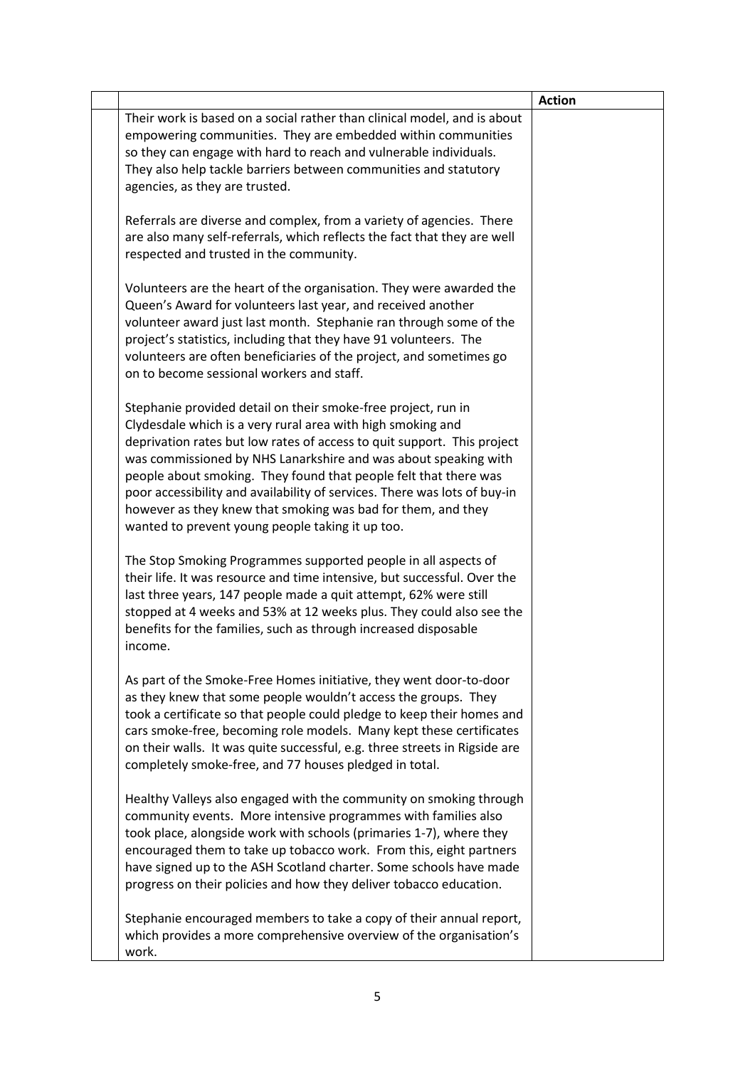| | | Action |
|---|---|---|
| | Their work is based on a social rather than clinical model, and is about empowering communities. They are embedded within communities so they can engage with hard to reach and vulnerable individuals. They also help tackle barriers between communities and statutory agencies, as they are trusted.<br><br>Referrals are diverse and complex, from a variety of agencies. There are also many self-referrals, which reflects the fact that they are well respected and trusted in the community.<br><br>Volunteers are the heart of the organisation. They were awarded the Queen's Award for volunteers last year, and received another volunteer award just last month. Stephanie ran through some of the project's statistics, including that they have 91 volunteers. The volunteers are often beneficiaries of the project, and sometimes go on to become sessional workers and staff.<br><br>Stephanie provided detail on their smoke-free project, run in Clydesdale which is a very rural area with high smoking and deprivation rates but low rates of access to quit support. This project was commissioned by NHS Lanarkshire and was about speaking with people about smoking. They found that people felt that there was poor accessibility and availability of services. There was lots of buy-in however as they knew that smoking was bad for them, and they wanted to prevent young people taking it up too.<br><br>The Stop Smoking Programmes supported people in all aspects of their life. It was resource and time intensive, but successful. Over the last three years, 147 people made a quit attempt, 62% were still stopped at 4 weeks and 53% at 12 weeks plus. They could also see the benefits for the families, such as through increased disposable income.<br><br>As part of the Smoke-Free Homes initiative, they went door-to-door as they knew that some people wouldn't access the groups. They took a certificate so that people could pledge to keep their homes and cars smoke-free, becoming role models. Many kept these certificates on their walls. It was quite successful, e.g. three streets in Rigside are completely smoke-free, and 77 houses pledged in total.<br><br>Healthy Valleys also engaged with the community on smoking through community events. More intensive programmes with families also took place, alongside work with schools (primaries 1-7), where they encouraged them to take up tobacco work. From this, eight partners have signed up to the ASH Scotland charter. Some schools have made progress on their policies and how they deliver tobacco education.<br><br>Stephanie encouraged members to take a copy of their annual report, which provides a more comprehensive overview of the organisation's work. | |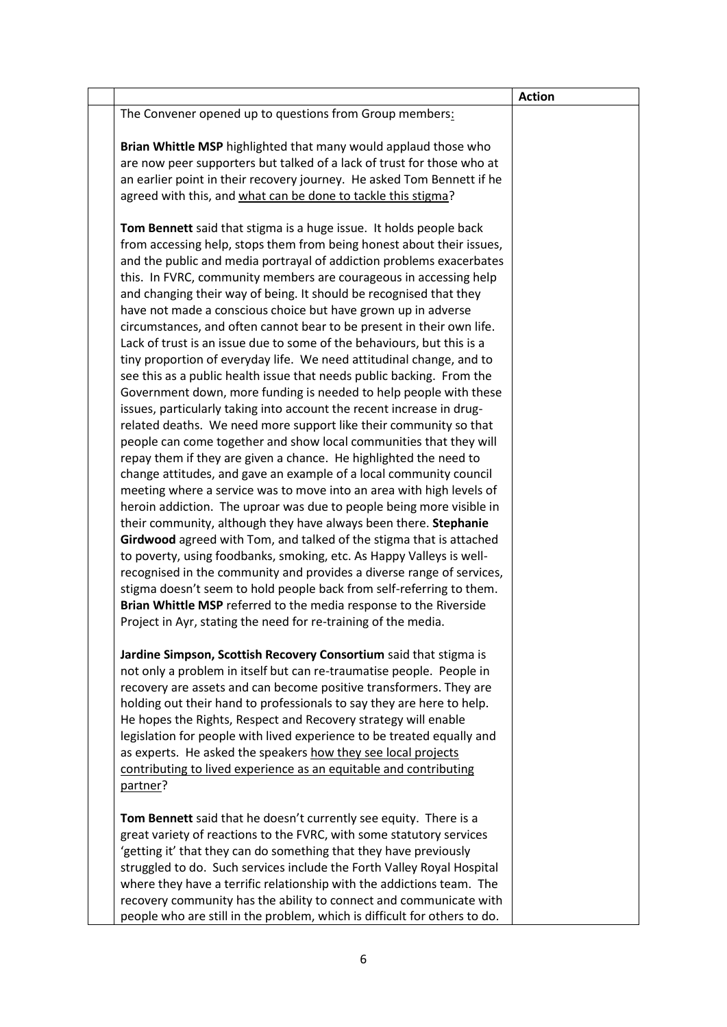| | | Action |
|---|---|---|
| | The Convener opened up to questions from Group members:<br><br>**Brian Whittle MSP** highlighted that many would applaud those who are now peer supporters but talked of a lack of trust for those who at an earlier point in their recovery journey. He asked Tom Bennett if he agreed with this, and <u>what can be done to tackle this stigma</u>?<br><br>**Tom Bennett** said that stigma is a huge issue. It holds people back from accessing help, stops them from being honest about their issues, and the public and media portrayal of addiction problems exacerbates this. In FVRC, community members are courageous in accessing help and changing their way of being. It should be recognised that they have not made a conscious choice but have grown up in adverse circumstances, and often cannot bear to be present in their own life. Lack of trust is an issue due to some of the behaviours, but this is a tiny proportion of everyday life. We need attitudinal change, and to see this as a public health issue that needs public backing. From the Government down, more funding is needed to help people with these issues, particularly taking into account the recent increase in drug-related deaths. We need more support like their community so that people can come together and show local communities that they will repay them if they are given a chance. He highlighted the need to change attitudes, and gave an example of a local community council meeting where a service was to move into an area with high levels of heroin addiction. The uproar was due to people being more visible in their community, although they have always been there. **Stephanie Girdwood** agreed with Tom, and talked of the stigma that is attached to poverty, using foodbanks, smoking, etc. As Happy Valleys is well-recognised in the community and provides a diverse range of services, stigma doesn't seem to hold people back from self-referring to them. **Brian Whittle MSP** referred to the media response to the Riverside Project in Ayr, stating the need for re-training of the media.<br><br>**Jardine Simpson, Scottish Recovery Consortium** said that stigma is not only a problem in itself but can re-traumatise people. People in recovery are assets and can become positive transformers. They are holding out their hand to professionals to say they are here to help. He hopes the Rights, Respect and Recovery strategy will enable legislation for people with lived experience to be treated equally and as experts. He asked the speakers <u>how they see local projects contributing to lived experience as an equitable and contributing partner</u>?<br><br>**Tom Bennett** said that he doesn't currently see equity. There is a great variety of reactions to the FVRC, with some statutory services 'getting it' that they can do something that they have previously struggled to do. Such services include the Forth Valley Royal Hospital where they have a terrific relationship with the addictions team. The recovery community has the ability to connect and communicate with people who are still in the problem, which is difficult for others to do. | |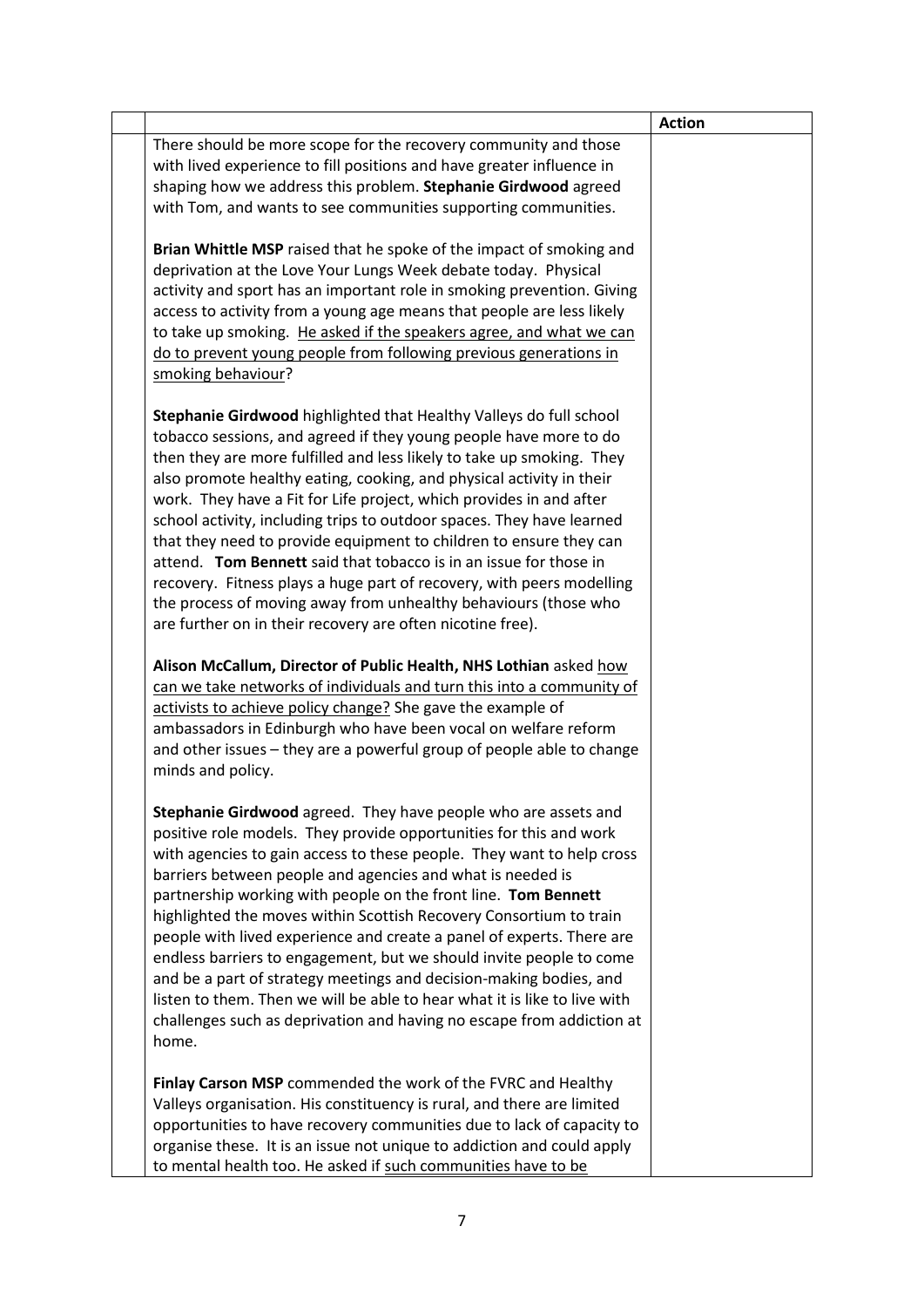| | | Action |
|---|---|---|
| | There should be more scope for the recovery community and those with lived experience to fill positions and have greater influence in shaping how we address this problem. **Stephanie Girdwood** agreed with Tom, and wants to see communities supporting communities.<br><br>**Brian Whittle MSP** raised that he spoke of the impact of smoking and deprivation at the Love Your Lungs Week debate today. Physical activity and sport has an important role in smoking prevention. Giving access to activity from a young age means that people are less likely to take up smoking. <u>He asked if the speakers agree, and what we can do to prevent young people from following previous generations in smoking behaviour</u>?<br><br>**Stephanie Girdwood** highlighted that Healthy Valleys do full school tobacco sessions, and agreed if they young people have more to do then they are more fulfilled and less likely to take up smoking. They also promote healthy eating, cooking, and physical activity in their work. They have a Fit for Life project, which provides in and after school activity, including trips to outdoor spaces. They have learned that they need to provide equipment to children to ensure they can attend. **Tom Bennett** said that tobacco is in an issue for those in recovery. Fitness plays a huge part of recovery, with peers modelling the process of moving away from unhealthy behaviours (those who are further on in their recovery are often nicotine free).<br><br>**Alison McCallum, Director of Public Health, NHS Lothian** asked <u>how can we take networks of individuals and turn this into a community of activists to achieve policy change?</u> She gave the example of ambassadors in Edinburgh who have been vocal on welfare reform and other issues – they are a powerful group of people able to change minds and policy.<br><br>**Stephanie Girdwood** agreed. They have people who are assets and positive role models. They provide opportunities for this and work with agencies to gain access to these people. They want to help cross barriers between people and agencies and what is needed is partnership working with people on the front line. **Tom Bennett** highlighted the moves within Scottish Recovery Consortium to train people with lived experience and create a panel of experts. There are endless barriers to engagement, but we should invite people to come and be a part of strategy meetings and decision-making bodies, and listen to them. Then we will be able to hear what it is like to live with challenges such as deprivation and having no escape from addiction at home.<br><br>**Finlay Carson MSP** commended the work of the FVRC and Healthy Valleys organisation. His constituency is rural, and there are limited opportunities to have recovery communities due to lack of capacity to organise these. It is an issue not unique to addiction and could apply to mental health too. He asked if <u>such communities have to be</u> | |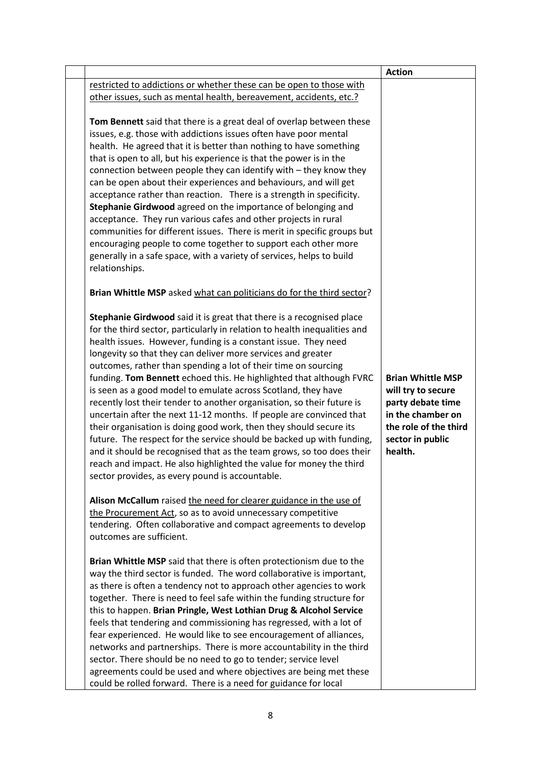| | | Action |
|---|---|---|
| | restricted to addictions or whether these can be open to those with other issues, such as mental health, bereavement, accidents, etc.?<br><br>**Tom Bennett** said that there is a great deal of overlap between these issues, e.g. those with addictions issues often have poor mental health. He agreed that it is better than nothing to have something that is open to all, but his experience is that the power is in the connection between people they can identify with – they know they can be open about their experiences and behaviours, and will get acceptance rather than reaction. There is a strength in specificity. **Stephanie Girdwood** agreed on the importance of belonging and acceptance. They run various cafes and other projects in rural communities for different issues. There is merit in specific groups but encouraging people to come together to support each other more generally in a safe space, with a variety of services, helps to build relationships.<br><br>**Brian Whittle MSP** asked <u>what can politicians do for the third sector</u>?<br><br>**Stephanie Girdwood** said it is great that there is a recognised place for the third sector, particularly in relation to health inequalities and health issues. However, funding is a constant issue. They need longevity so that they can deliver more services and greater outcomes, rather than spending a lot of their time on sourcing funding. **Tom Bennett** echoed this. He highlighted that although FVRC is seen as a good model to emulate across Scotland, they have recently lost their tender to another organisation, so their future is uncertain after the next 11-12 months. If people are convinced that their organisation is doing good work, then they should secure its future. The respect for the service should be backed up with funding, and it should be recognised that as the team grows, so too does their reach and impact. He also highlighted the value for money the third sector provides, as every pound is accountable.<br><br>**Alison McCallum** raised <u>the need for clearer guidance in the use of the Procurement Act</u>, so as to avoid unnecessary competitive tendering. Often collaborative and compact agreements to develop outcomes are sufficient.<br><br>**Brian Whittle MSP** said that there is often protectionism due to the way the third sector is funded. The word collaborative is important, as there is often a tendency not to approach other agencies to work together. There is need to feel safe within the funding structure for this to happen. **Brian Pringle, West Lothian Drug & Alcohol Service** feels that tendering and commissioning has regressed, with a lot of fear experienced. He would like to see encouragement of alliances, networks and partnerships. There is more accountability in the third sector. There should be no need to go to tender; service level agreements could be used and where objectives are being met these could be rolled forward. There is a need for guidance for local | **Brian Whittle MSP will try to secure party debate time in the chamber on the role of the third sector in public health.** |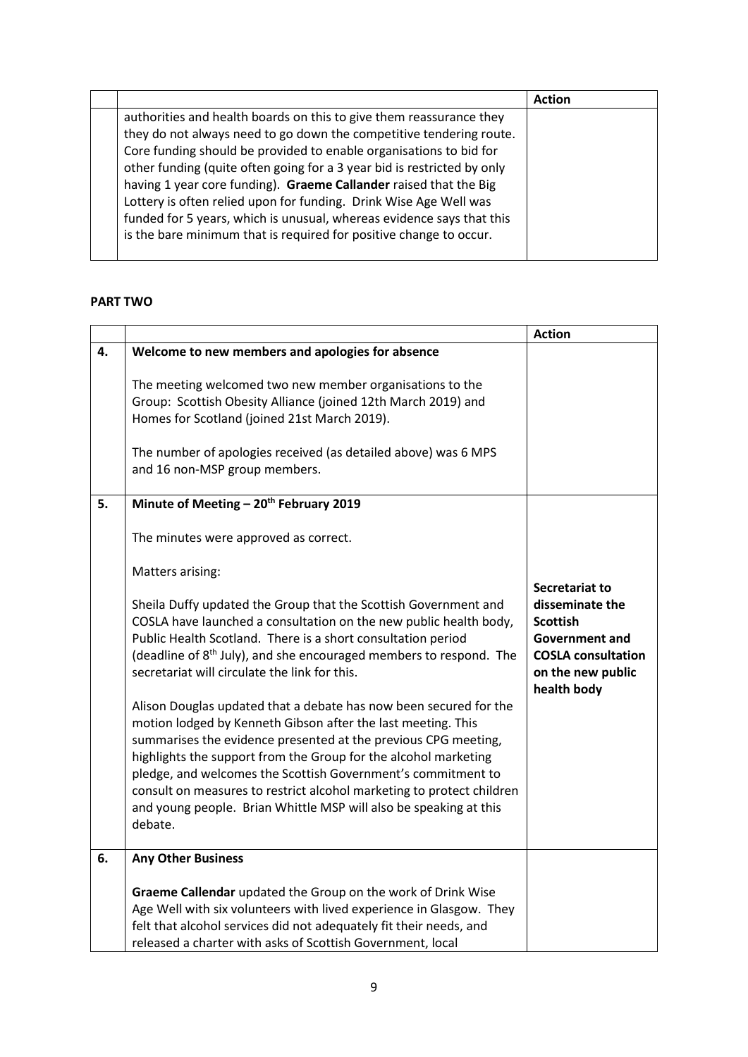| | | Action |
|---|---|---|
| | authorities and health boards on this to give them reassurance they they do not always need to go down the competitive tendering route. Core funding should be provided to enable organisations to bid for other funding (quite often going for a 3 year bid is restricted by only having 1 year core funding). **Graeme Callander** raised that the Big Lottery is often relied upon for funding. Drink Wise Age Well was funded for 5 years, which is unusual, whereas evidence says that this is the bare minimum that is required for positive change to occur. | |

**PART TWO**

| | | Action |
|---|---|---|
| **4.** | **Welcome to new members and apologies for absence**<br><br>The meeting welcomed two new member organisations to the Group: Scottish Obesity Alliance (joined 12th March 2019) and Homes for Scotland (joined 21st March 2019).<br><br>The number of apologies received (as detailed above) was 6 MPS and 16 non-MSP group members. | |
| **5.** | **Minute of Meeting – 20th February 2019**<br><br>The minutes were approved as correct.<br><br>Matters arising:<br><br>Sheila Duffy updated the Group that the Scottish Government and COSLA have launched a consultation on the new public health body, Public Health Scotland. There is a short consultation period (deadline of 8th July), and she encouraged members to respond. The secretariat will circulate the link for this.<br><br>Alison Douglas updated that a debate has now been secured for the motion lodged by Kenneth Gibson after the last meeting. This summarises the evidence presented at the previous CPG meeting, highlights the support from the Group for the alcohol marketing pledge, and welcomes the Scottish Government's commitment to consult on measures to restrict alcohol marketing to protect children and young people. Brian Whittle MSP will also be speaking at this debate. | **Secretariat to disseminate the Scottish Government and COSLA consultation on the new public health body** |
| **6.** | **Any Other Business**<br><br>**Graeme Callendar** updated the Group on the work of Drink Wise Age Well with six volunteers with lived experience in Glasgow. They felt that alcohol services did not adequately fit their needs, and released a charter with asks of Scottish Government, local | |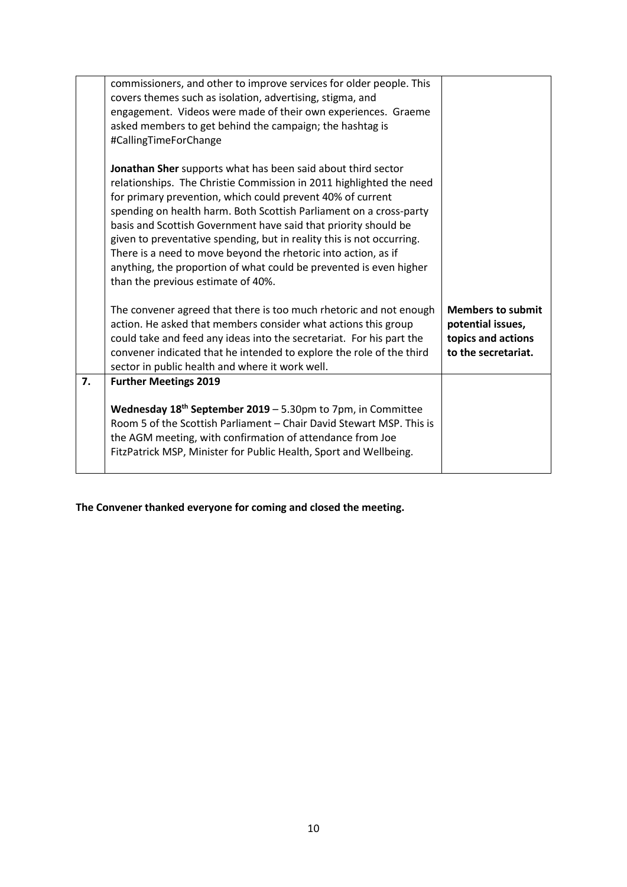| | | |
|---|---|---|
| | commissioners, and other to improve services for older people. This covers themes such as isolation, advertising, stigma, and engagement. Videos were made of their own experiences. Graeme asked members to get behind the campaign; the hashtag is #CallingTimeForChange<br><br>**Jonathan Sher** supports what has been said about third sector relationships. The Christie Commission in 2011 highlighted the need for primary prevention, which could prevent 40% of current spending on health harm. Both Scottish Parliament on a cross-party basis and Scottish Government have said that priority should be given to preventative spending, but in reality this is not occurring. There is a need to move beyond the rhetoric into action, as if anything, the proportion of what could be prevented is even higher than the previous estimate of 40%.<br><br>The convener agreed that there is too much rhetoric and not enough action. He asked that members consider what actions this group could take and feed any ideas into the secretariat. For his part the convener indicated that he intended to explore the role of the third sector in public health and where it work well. | **Members to submit potential issues, topics and actions to the secretariat.** |
| **7.** | **Further Meetings 2019**<br><br>**Wednesday 18th September 2019** – 5.30pm to 7pm, in Committee Room 5 of the Scottish Parliament – Chair David Stewart MSP. This is the AGM meeting, with confirmation of attendance from Joe FitzPatrick MSP, Minister for Public Health, Sport and Wellbeing. | |

**The Convener thanked everyone for coming and closed the meeting.**